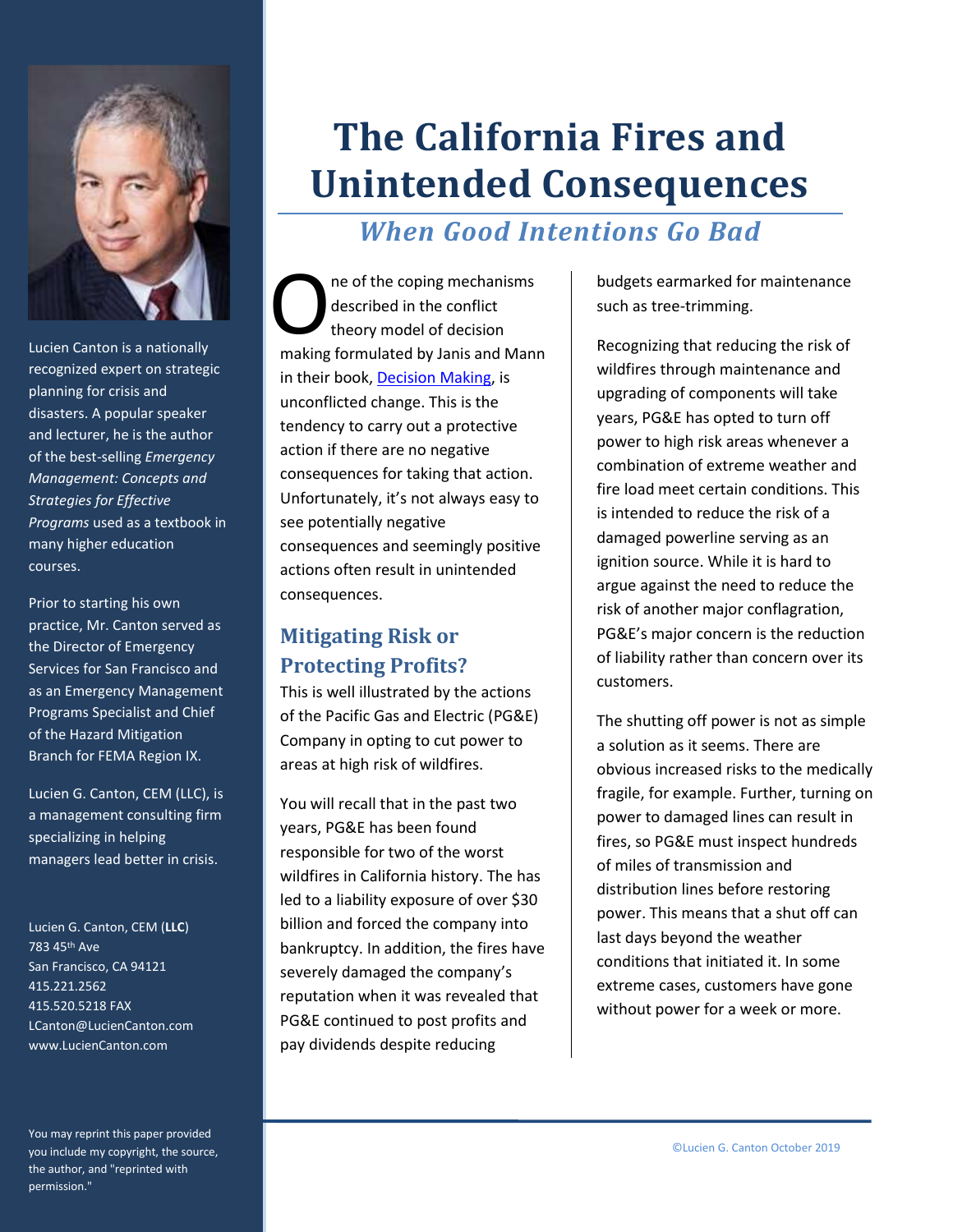# The California Fires and Unintended Consequences

## *When Good Intentions Go Bad*

One of the coping mechanisms described in the conflict theory model of decision making formulated by Janis and Mann in their book, [Decision Making](), is unconflicted change. This is the tendency to carry out a protective action if there are no negative consequences for taking that action. Unfortunately, it's not always easy to see potentially negative consequences and seemingly positive actions often result in unintended consequences.

### Mitigating Risk or Protecting Profits?

This is well illustrated by the actions of the Pacific Gas and Electric (PG&E) Company in opting to cut power to areas at high risk of wildfires.

You will recall that in the past two years, PG&E has been found responsible for two of the worst wildfires in California history. The has led to a liability exposure of over $30 billion and forced the company into bankruptcy. In addition, the fires have severely damaged the company's reputation when it was revealed that PG&E continued to post profits and pay dividends despite reducing budgets earmarked for maintenance such as tree-trimming.

Recognizing that reducing the risk of wildfires through maintenance and upgrading of components will take years, PG&E has opted to turn off power to high risk areas whenever a combination of extreme weather and fire load meet certain conditions. This is intended to reduce the risk of a damaged powerline serving as an ignition source. While it is hard to argue against the need to reduce the risk of another major conflagration, PG&E's major concern is the reduction of liability rather than concern over its customers.

The shutting off power is not as simple a solution as it seems. There are obvious increased risks to the medically fragile, for example. Further, turning on power to damaged lines can result in fires, so PG&E must inspect hundreds of miles of transmission and distribution lines before restoring power. This means that a shut off can last days beyond the weather conditions that initiated it. In some extreme cases, customers have gone without power for a week or more.

---

Lucien Canton is a nationally recognized expert on strategic planning for crisis and disasters. A popular speaker and lecturer, he is the author of the best-selling *Emergency Management: Concepts and Strategies for Effective Programs* used as a textbook in many higher education courses.

Prior to starting his own practice, Mr. Canton served as the Director of Emergency Services for San Francisco and as an Emergency Management Programs Specialist and Chief of the Hazard Mitigation Branch for FEMA Region IX.

Lucien G. Canton, CEM (LLC), is a management consulting firm specializing in helping managers lead better in crisis.

Lucien G. Canton, CEM (**LLC**)
783 45th Ave
San Francisco, CA 94121
415.221.2562
415.520.5218 FAX
LCanton@LucienCanton.com
www.LucienCanton.com

You may reprint this paper provided you include my copyright, the source, the author, and "reprinted with permission."

©Lucien G. Canton October 2019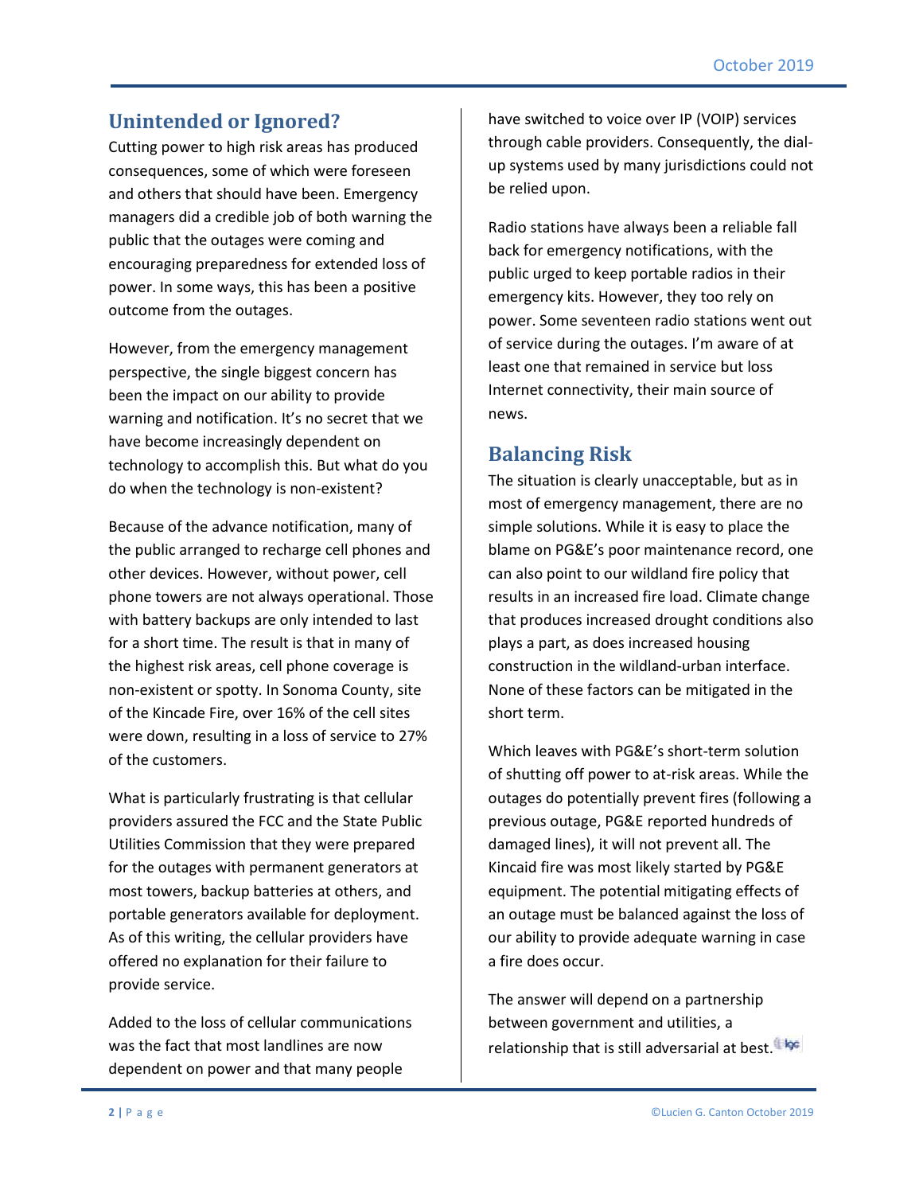## Unintended or Ignored?

Cutting power to high risk areas has produced consequences, some of which were foreseen and others that should have been. Emergency managers did a credible job of both warning the public that the outages were coming and encouraging preparedness for extended loss of power. In some ways, this has been a positive outcome from the outages.

However, from the emergency management perspective, the single biggest concern has been the impact on our ability to provide warning and notification. It's no secret that we have become increasingly dependent on technology to accomplish this. But what do you do when the technology is non-existent?

Because of the advance notification, many of the public arranged to recharge cell phones and other devices. However, without power, cell phone towers are not always operational. Those with battery backups are only intended to last for a short time. The result is that in many of the highest risk areas, cell phone coverage is non-existent or spotty. In Sonoma County, site of the Kincade Fire, over 16% of the cell sites were down, resulting in a loss of service to 27% of the customers.

What is particularly frustrating is that cellular providers assured the FCC and the State Public Utilities Commission that they were prepared for the outages with permanent generators at most towers, backup batteries at others, and portable generators available for deployment. As of this writing, the cellular providers have offered no explanation for their failure to provide service.

Added to the loss of cellular communications was the fact that most landlines are now dependent on power and that many people have switched to voice over IP (VOIP) services through cable providers. Consequently, the dial-up systems used by many jurisdictions could not be relied upon.

Radio stations have always been a reliable fall back for emergency notifications, with the public urged to keep portable radios in their emergency kits. However, they too rely on power. Some seventeen radio stations went out of service during the outages. I'm aware of at least one that remained in service but loss Internet connectivity, their main source of news.

## Balancing Risk

The situation is clearly unacceptable, but as in most of emergency management, there are no simple solutions. While it is easy to place the blame on PG&E's poor maintenance record, one can also point to our wildland fire policy that results in an increased fire load. Climate change that produces increased drought conditions also plays a part, as does increased housing construction in the wildland-urban interface. None of these factors can be mitigated in the short term.

Which leaves with PG&E's short-term solution of shutting off power to at-risk areas. While the outages do potentially prevent fires (following a previous outage, PG&E reported hundreds of damaged lines), it will not prevent all. The Kincaid fire was most likely started by PG&E equipment. The potential mitigating effects of an outage must be balanced against the loss of our ability to provide adequate warning in case a fire does occur.

The answer will depend on a partnership between government and utilities, a relationship that is still adversarial at best.